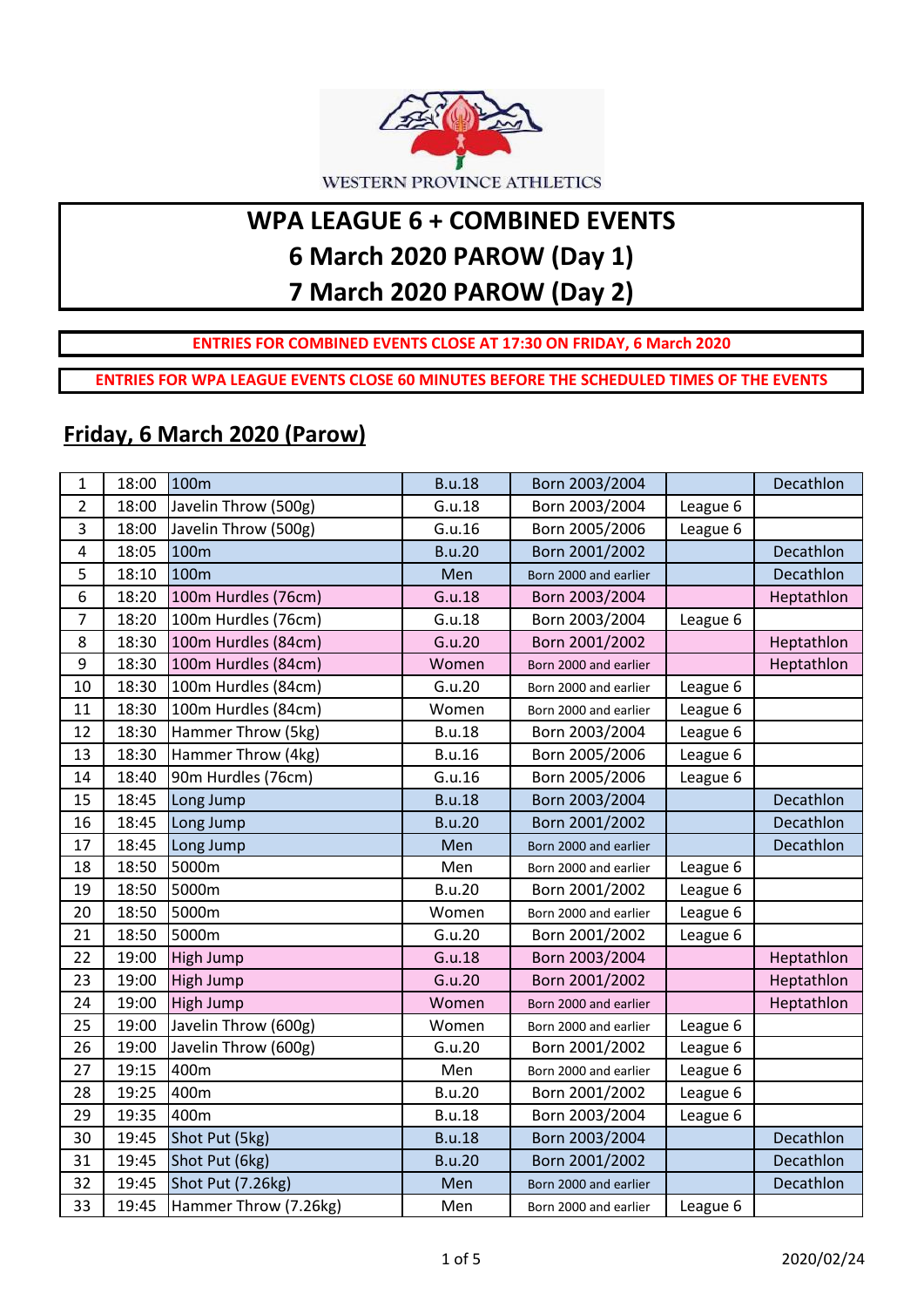WESTERN PROVINCE ATHLETICS

# WPA LEAGUE 6 + COMBINED EVENTS
# 6 March 2020 PAROW (Day 1)
# 7 March 2020 PAROW (Day 2)

**ENTRIES FOR COMBINED EVENTS CLOSE AT 17:30 ON FRIDAY, 6 March 2020**

**ENTRIES FOR WPA LEAGUE EVENTS CLOSE 60 MINUTES BEFORE THE SCHEDULED TIMES OF THE EVENTS**

## Friday, 6 March 2020 (Parow)

| | | | | | | |
|---|---|---|---|---|---|---|
| 1 | 18:00 | 100m | B.u.18 | Born 2003/2004 | | Decathlon |
| 2 | 18:00 | Javelin Throw (500g) | G.u.18 | Born 2003/2004 | League 6 | |
| 3 | 18:00 | Javelin Throw (500g) | G.u.16 | Born 2005/2006 | League 6 | |
| 4 | 18:05 | 100m | B.u.20 | Born 2001/2002 | | Decathlon |
| 5 | 18:10 | 100m | Men | Born 2000 and earlier | | Decathlon |
| 6 | 18:20 | 100m Hurdles (76cm) | G.u.18 | Born 2003/2004 | | Heptathlon |
| 7 | 18:20 | 100m Hurdles (76cm) | G.u.18 | Born 2003/2004 | League 6 | |
| 8 | 18:30 | 100m Hurdles (84cm) | G.u.20 | Born 2001/2002 | | Heptathlon |
| 9 | 18:30 | 100m Hurdles (84cm) | Women | Born 2000 and earlier | | Heptathlon |
| 10 | 18:30 | 100m Hurdles (84cm) | G.u.20 | Born 2000 and earlier | League 6 | |
| 11 | 18:30 | 100m Hurdles (84cm) | Women | Born 2000 and earlier | League 6 | |
| 12 | 18:30 | Hammer Throw (5kg) | B.u.18 | Born 2003/2004 | League 6 | |
| 13 | 18:30 | Hammer Throw (4kg) | B.u.16 | Born 2005/2006 | League 6 | |
| 14 | 18:40 | 90m Hurdles (76cm) | G.u.16 | Born 2005/2006 | League 6 | |
| 15 | 18:45 | Long Jump | B.u.18 | Born 2003/2004 | | Decathlon |
| 16 | 18:45 | Long Jump | B.u.20 | Born 2001/2002 | | Decathlon |
| 17 | 18:45 | Long Jump | Men | Born 2000 and earlier | | Decathlon |
| 18 | 18:50 | 5000m | Men | Born 2000 and earlier | League 6 | |
| 19 | 18:50 | 5000m | B.u.20 | Born 2001/2002 | League 6 | |
| 20 | 18:50 | 5000m | Women | Born 2000 and earlier | League 6 | |
| 21 | 18:50 | 5000m | G.u.20 | Born 2001/2002 | League 6 | |
| 22 | 19:00 | High Jump | G.u.18 | Born 2003/2004 | | Heptathlon |
| 23 | 19:00 | High Jump | G.u.20 | Born 2001/2002 | | Heptathlon |
| 24 | 19:00 | High Jump | Women | Born 2000 and earlier | | Heptathlon |
| 25 | 19:00 | Javelin Throw (600g) | Women | Born 2000 and earlier | League 6 | |
| 26 | 19:00 | Javelin Throw (600g) | G.u.20 | Born 2001/2002 | League 6 | |
| 27 | 19:15 | 400m | Men | Born 2000 and earlier | League 6 | |
| 28 | 19:25 | 400m | B.u.20 | Born 2001/2002 | League 6 | |
| 29 | 19:35 | 400m | B.u.18 | Born 2003/2004 | League 6 | |
| 30 | 19:45 | Shot Put (5kg) | B.u.18 | Born 2003/2004 | | Decathlon |
| 31 | 19:45 | Shot Put (6kg) | B.u.20 | Born 2001/2002 | | Decathlon |
| 32 | 19:45 | Shot Put (7.26kg) | Men | Born 2000 and earlier | | Decathlon |
| 33 | 19:45 | Hammer Throw (7.26kg) | Men | Born 2000 and earlier | League 6 | |

2020/02/24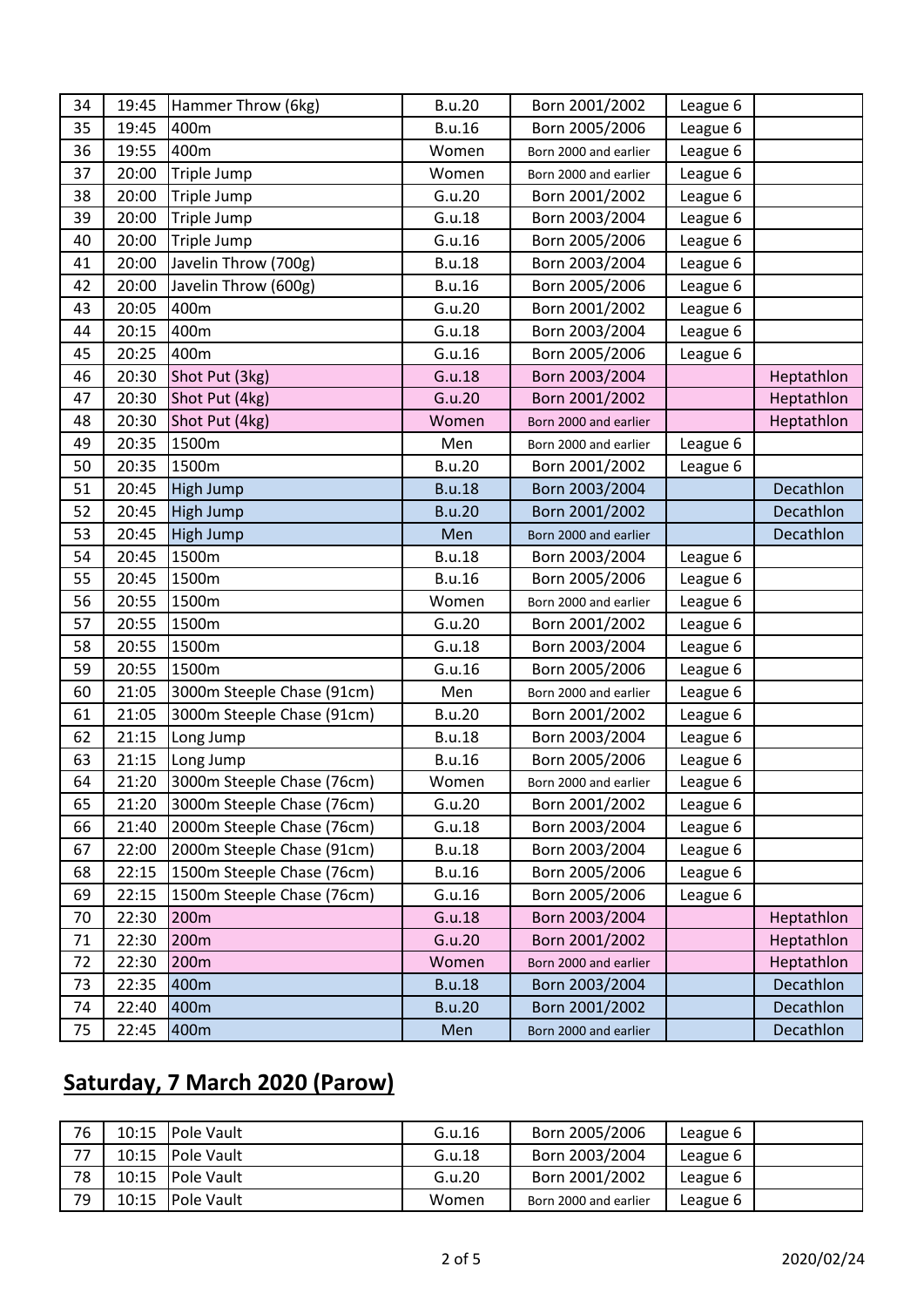| | | | | | | |
|---|---|---|---|---|---|---|
| 34 | 19:45 | Hammer Throw (6kg) | B.u.20 | Born 2001/2002 | League 6 | |
| 35 | 19:45 | 400m | B.u.16 | Born 2005/2006 | League 6 | |
| 36 | 19:55 | 400m | Women | Born 2000 and earlier | League 6 | |
| 37 | 20:00 | Triple Jump | Women | Born 2000 and earlier | League 6 | |
| 38 | 20:00 | Triple Jump | G.u.20 | Born 2001/2002 | League 6 | |
| 39 | 20:00 | Triple Jump | G.u.18 | Born 2003/2004 | League 6 | |
| 40 | 20:00 | Triple Jump | G.u.16 | Born 2005/2006 | League 6 | |
| 41 | 20:00 | Javelin Throw (700g) | B.u.18 | Born 2003/2004 | League 6 | |
| 42 | 20:00 | Javelin Throw (600g) | B.u.16 | Born 2005/2006 | League 6 | |
| 43 | 20:05 | 400m | G.u.20 | Born 2001/2002 | League 6 | |
| 44 | 20:15 | 400m | G.u.18 | Born 2003/2004 | League 6 | |
| 45 | 20:25 | 400m | G.u.16 | Born 2005/2006 | League 6 | |
| 46 | 20:30 | Shot Put (3kg) | G.u.18 | Born 2003/2004 | | Heptathlon |
| 47 | 20:30 | Shot Put (4kg) | G.u.20 | Born 2001/2002 | | Heptathlon |
| 48 | 20:30 | Shot Put (4kg) | Women | Born 2000 and earlier | | Heptathlon |
| 49 | 20:35 | 1500m | Men | Born 2000 and earlier | League 6 | |
| 50 | 20:35 | 1500m | B.u.20 | Born 2001/2002 | League 6 | |
| 51 | 20:45 | High Jump | B.u.18 | Born 2003/2004 | | Decathlon |
| 52 | 20:45 | High Jump | B.u.20 | Born 2001/2002 | | Decathlon |
| 53 | 20:45 | High Jump | Men | Born 2000 and earlier | | Decathlon |
| 54 | 20:45 | 1500m | B.u.18 | Born 2003/2004 | League 6 | |
| 55 | 20:45 | 1500m | B.u.16 | Born 2005/2006 | League 6 | |
| 56 | 20:55 | 1500m | Women | Born 2000 and earlier | League 6 | |
| 57 | 20:55 | 1500m | G.u.20 | Born 2001/2002 | League 6 | |
| 58 | 20:55 | 1500m | G.u.18 | Born 2003/2004 | League 6 | |
| 59 | 20:55 | 1500m | G.u.16 | Born 2005/2006 | League 6 | |
| 60 | 21:05 | 3000m Steeple Chase (91cm) | Men | Born 2000 and earlier | League 6 | |
| 61 | 21:05 | 3000m Steeple Chase (91cm) | B.u.20 | Born 2001/2002 | League 6 | |
| 62 | 21:15 | Long Jump | B.u.18 | Born 2003/2004 | League 6 | |
| 63 | 21:15 | Long Jump | B.u.16 | Born 2005/2006 | League 6 | |
| 64 | 21:20 | 3000m Steeple Chase (76cm) | Women | Born 2000 and earlier | League 6 | |
| 65 | 21:20 | 3000m Steeple Chase (76cm) | G.u.20 | Born 2001/2002 | League 6 | |
| 66 | 21:40 | 2000m Steeple Chase (76cm) | G.u.18 | Born 2003/2004 | League 6 | |
| 67 | 22:00 | 2000m Steeple Chase (91cm) | B.u.18 | Born 2003/2004 | League 6 | |
| 68 | 22:15 | 1500m Steeple Chase (76cm) | B.u.16 | Born 2005/2006 | League 6 | |
| 69 | 22:15 | 1500m Steeple Chase (76cm) | G.u.16 | Born 2005/2006 | League 6 | |
| 70 | 22:30 | 200m | G.u.18 | Born 2003/2004 | | Heptathlon |
| 71 | 22:30 | 200m | G.u.20 | Born 2001/2002 | | Heptathlon |
| 72 | 22:30 | 200m | Women | Born 2000 and earlier | | Heptathlon |
| 73 | 22:35 | 400m | B.u.18 | Born 2003/2004 | | Decathlon |
| 74 | 22:40 | 400m | B.u.20 | Born 2001/2002 | | Decathlon |
| 75 | 22:45 | 400m | Men | Born 2000 and earlier | | Decathlon |

## Saturday, 7 March 2020 (Parow)

| | | | | | | |
|---|---|---|---|---|---|---|
| 76 | 10:15 | Pole Vault | G.u.16 | Born 2005/2006 | League 6 | |
| 77 | 10:15 | Pole Vault | G.u.18 | Born 2003/2004 | League 6 | |
| 78 | 10:15 | Pole Vault | G.u.20 | Born 2001/2002 | League 6 | |
| 79 | 10:15 | Pole Vault | Women | Born 2000 and earlier | League 6 | |

2020/02/24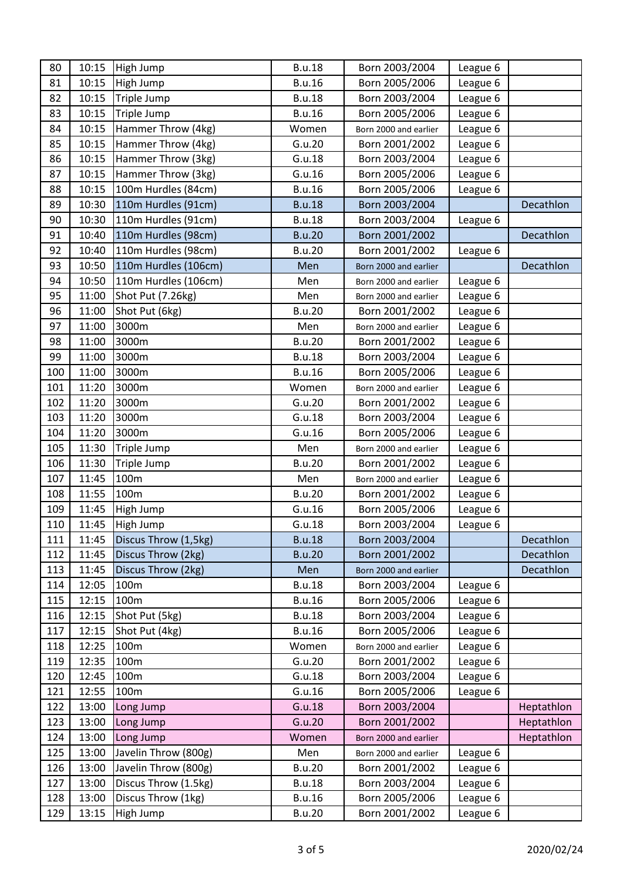| | | | | | | |
|---|---|---|---|---|---|---|
| 80 | 10:15 | High Jump | B.u.18 | Born 2003/2004 | League 6 | |
| 81 | 10:15 | High Jump | B.u.16 | Born 2005/2006 | League 6 | |
| 82 | 10:15 | Triple Jump | B.u.18 | Born 2003/2004 | League 6 | |
| 83 | 10:15 | Triple Jump | B.u.16 | Born 2005/2006 | League 6 | |
| 84 | 10:15 | Hammer Throw (4kg) | Women | Born 2000 and earlier | League 6 | |
| 85 | 10:15 | Hammer Throw (4kg) | G.u.20 | Born 2001/2002 | League 6 | |
| 86 | 10:15 | Hammer Throw (3kg) | G.u.18 | Born 2003/2004 | League 6 | |
| 87 | 10:15 | Hammer Throw (3kg) | G.u.16 | Born 2005/2006 | League 6 | |
| 88 | 10:15 | 100m Hurdles (84cm) | B.u.16 | Born 2005/2006 | League 6 | |
| 89 | 10:30 | 110m Hurdles (91cm) | B.u.18 | Born 2003/2004 | | Decathlon |
| 90 | 10:30 | 110m Hurdles (91cm) | B.u.18 | Born 2003/2004 | League 6 | |
| 91 | 10:40 | 110m Hurdles (98cm) | B.u.20 | Born 2001/2002 | | Decathlon |
| 92 | 10:40 | 110m Hurdles (98cm) | B.u.20 | Born 2001/2002 | League 6 | |
| 93 | 10:50 | 110m Hurdles (106cm) | Men | Born 2000 and earlier | | Decathlon |
| 94 | 10:50 | 110m Hurdles (106cm) | Men | Born 2000 and earlier | League 6 | |
| 95 | 11:00 | Shot Put (7.26kg) | Men | Born 2000 and earlier | League 6 | |
| 96 | 11:00 | Shot Put (6kg) | B.u.20 | Born 2001/2002 | League 6 | |
| 97 | 11:00 | 3000m | Men | Born 2000 and earlier | League 6 | |
| 98 | 11:00 | 3000m | B.u.20 | Born 2001/2002 | League 6 | |
| 99 | 11:00 | 3000m | B.u.18 | Born 2003/2004 | League 6 | |
| 100 | 11:00 | 3000m | B.u.16 | Born 2005/2006 | League 6 | |
| 101 | 11:20 | 3000m | Women | Born 2000 and earlier | League 6 | |
| 102 | 11:20 | 3000m | G.u.20 | Born 2001/2002 | League 6 | |
| 103 | 11:20 | 3000m | G.u.18 | Born 2003/2004 | League 6 | |
| 104 | 11:20 | 3000m | G.u.16 | Born 2005/2006 | League 6 | |
| 105 | 11:30 | Triple Jump | Men | Born 2000 and earlier | League 6 | |
| 106 | 11:30 | Triple Jump | B.u.20 | Born 2001/2002 | League 6 | |
| 107 | 11:45 | 100m | Men | Born 2000 and earlier | League 6 | |
| 108 | 11:55 | 100m | B.u.20 | Born 2001/2002 | League 6 | |
| 109 | 11:45 | High Jump | G.u.16 | Born 2005/2006 | League 6 | |
| 110 | 11:45 | High Jump | G.u.18 | Born 2003/2004 | League 6 | |
| 111 | 11:45 | Discus Throw (1,5kg) | B.u.18 | Born 2003/2004 | | Decathlon |
| 112 | 11:45 | Discus Throw (2kg) | B.u.20 | Born 2001/2002 | | Decathlon |
| 113 | 11:45 | Discus Throw (2kg) | Men | Born 2000 and earlier | | Decathlon |
| 114 | 12:05 | 100m | B.u.18 | Born 2003/2004 | League 6 | |
| 115 | 12:15 | 100m | B.u.16 | Born 2005/2006 | League 6 | |
| 116 | 12:15 | Shot Put (5kg) | B.u.18 | Born 2003/2004 | League 6 | |
| 117 | 12:15 | Shot Put (4kg) | B.u.16 | Born 2005/2006 | League 6 | |
| 118 | 12:25 | 100m | Women | Born 2000 and earlier | League 6 | |
| 119 | 12:35 | 100m | G.u.20 | Born 2001/2002 | League 6 | |
| 120 | 12:45 | 100m | G.u.18 | Born 2003/2004 | League 6 | |
| 121 | 12:55 | 100m | G.u.16 | Born 2005/2006 | League 6 | |
| 122 | 13:00 | Long Jump | G.u.18 | Born 2003/2004 | | Heptathlon |
| 123 | 13:00 | Long Jump | G.u.20 | Born 2001/2002 | | Heptathlon |
| 124 | 13:00 | Long Jump | Women | Born 2000 and earlier | | Heptathlon |
| 125 | 13:00 | Javelin Throw (800g) | Men | Born 2000 and earlier | League 6 | |
| 126 | 13:00 | Javelin Throw (800g) | B.u.20 | Born 2001/2002 | League 6 | |
| 127 | 13:00 | Discus Throw (1.5kg) | B.u.18 | Born 2003/2004 | League 6 | |
| 128 | 13:00 | Discus Throw (1kg) | B.u.16 | Born 2005/2006 | League 6 | |
| 129 | 13:15 | High Jump | B.u.20 | Born 2001/2002 | League 6 | |

2020/02/24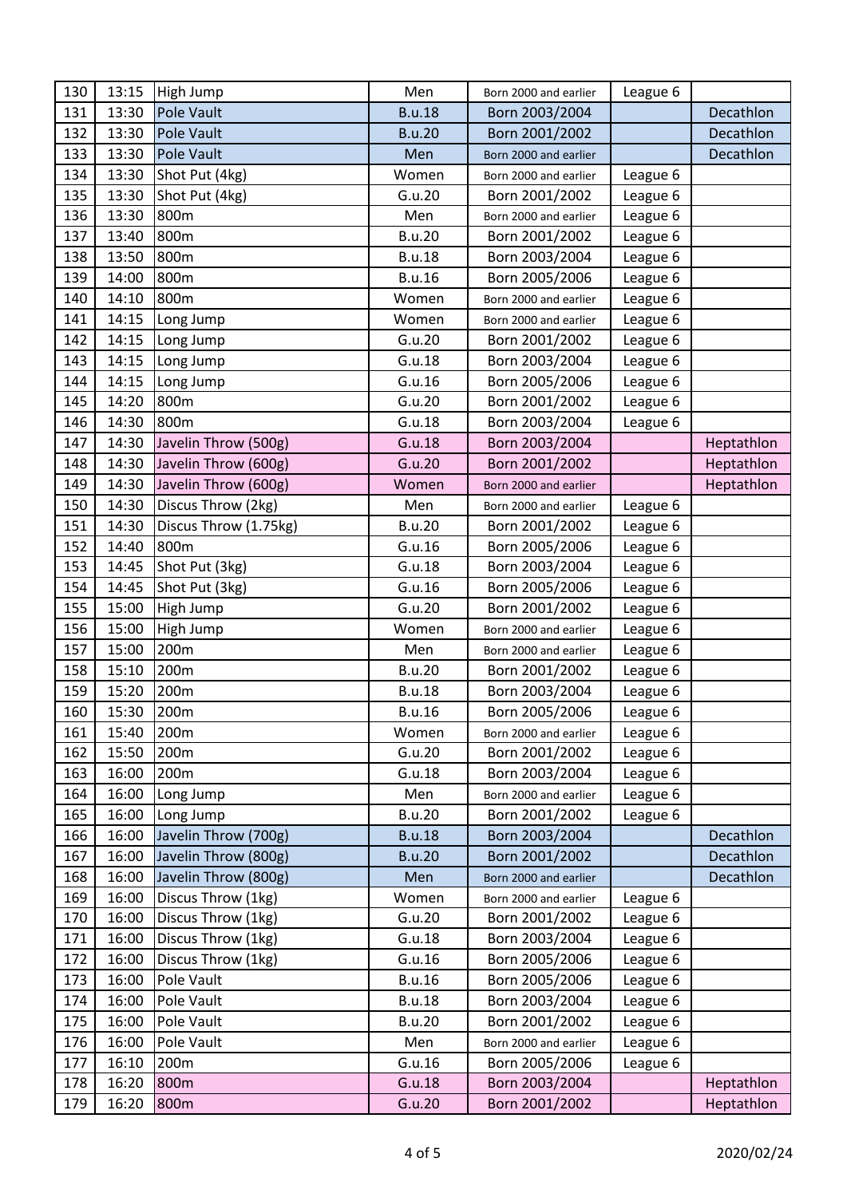| | | | | | | |
|---|---|---|---|---|---|---|
| 130 | 13:15 | High Jump | Men | Born 2000 and earlier | League 6 | |
| 131 | 13:30 | Pole Vault | B.u.18 | Born 2003/2004 | | Decathlon |
| 132 | 13:30 | Pole Vault | B.u.20 | Born 2001/2002 | | Decathlon |
| 133 | 13:30 | Pole Vault | Men | Born 2000 and earlier | | Decathlon |
| 134 | 13:30 | Shot Put (4kg) | Women | Born 2000 and earlier | League 6 | |
| 135 | 13:30 | Shot Put (4kg) | G.u.20 | Born 2001/2002 | League 6 | |
| 136 | 13:30 | 800m | Men | Born 2000 and earlier | League 6 | |
| 137 | 13:40 | 800m | B.u.20 | Born 2001/2002 | League 6 | |
| 138 | 13:50 | 800m | B.u.18 | Born 2003/2004 | League 6 | |
| 139 | 14:00 | 800m | B.u.16 | Born 2005/2006 | League 6 | |
| 140 | 14:10 | 800m | Women | Born 2000 and earlier | League 6 | |
| 141 | 14:15 | Long Jump | Women | Born 2000 and earlier | League 6 | |
| 142 | 14:15 | Long Jump | G.u.20 | Born 2001/2002 | League 6 | |
| 143 | 14:15 | Long Jump | G.u.18 | Born 2003/2004 | League 6 | |
| 144 | 14:15 | Long Jump | G.u.16 | Born 2005/2006 | League 6 | |
| 145 | 14:20 | 800m | G.u.20 | Born 2001/2002 | League 6 | |
| 146 | 14:30 | 800m | G.u.18 | Born 2003/2004 | League 6 | |
| 147 | 14:30 | Javelin Throw (500g) | G.u.18 | Born 2003/2004 | | Heptathlon |
| 148 | 14:30 | Javelin Throw (600g) | G.u.20 | Born 2001/2002 | | Heptathlon |
| 149 | 14:30 | Javelin Throw (600g) | Women | Born 2000 and earlier | | Heptathlon |
| 150 | 14:30 | Discus Throw (2kg) | Men | Born 2000 and earlier | League 6 | |
| 151 | 14:30 | Discus Throw (1.75kg) | B.u.20 | Born 2001/2002 | League 6 | |
| 152 | 14:40 | 800m | G.u.16 | Born 2005/2006 | League 6 | |
| 153 | 14:45 | Shot Put (3kg) | G.u.18 | Born 2003/2004 | League 6 | |
| 154 | 14:45 | Shot Put (3kg) | G.u.16 | Born 2005/2006 | League 6 | |
| 155 | 15:00 | High Jump | G.u.20 | Born 2001/2002 | League 6 | |
| 156 | 15:00 | High Jump | Women | Born 2000 and earlier | League 6 | |
| 157 | 15:00 | 200m | Men | Born 2000 and earlier | League 6 | |
| 158 | 15:10 | 200m | B.u.20 | Born 2001/2002 | League 6 | |
| 159 | 15:20 | 200m | B.u.18 | Born 2003/2004 | League 6 | |
| 160 | 15:30 | 200m | B.u.16 | Born 2005/2006 | League 6 | |
| 161 | 15:40 | 200m | Women | Born 2000 and earlier | League 6 | |
| 162 | 15:50 | 200m | G.u.20 | Born 2001/2002 | League 6 | |
| 163 | 16:00 | 200m | G.u.18 | Born 2003/2004 | League 6 | |
| 164 | 16:00 | Long Jump | Men | Born 2000 and earlier | League 6 | |
| 165 | 16:00 | Long Jump | B.u.20 | Born 2001/2002 | League 6 | |
| 166 | 16:00 | Javelin Throw (700g) | B.u.18 | Born 2003/2004 | | Decathlon |
| 167 | 16:00 | Javelin Throw (800g) | B.u.20 | Born 2001/2002 | | Decathlon |
| 168 | 16:00 | Javelin Throw (800g) | Men | Born 2000 and earlier | | Decathlon |
| 169 | 16:00 | Discus Throw (1kg) | Women | Born 2000 and earlier | League 6 | |
| 170 | 16:00 | Discus Throw (1kg) | G.u.20 | Born 2001/2002 | League 6 | |
| 171 | 16:00 | Discus Throw (1kg) | G.u.18 | Born 2003/2004 | League 6 | |
| 172 | 16:00 | Discus Throw (1kg) | G.u.16 | Born 2005/2006 | League 6 | |
| 173 | 16:00 | Pole Vault | B.u.16 | Born 2005/2006 | League 6 | |
| 174 | 16:00 | Pole Vault | B.u.18 | Born 2003/2004 | League 6 | |
| 175 | 16:00 | Pole Vault | B.u.20 | Born 2001/2002 | League 6 | |
| 176 | 16:00 | Pole Vault | Men | Born 2000 and earlier | League 6 | |
| 177 | 16:10 | 200m | G.u.16 | Born 2005/2006 | League 6 | |
| 178 | 16:20 | 800m | G.u.18 | Born 2003/2004 | | Heptathlon |
| 179 | 16:20 | 800m | G.u.20 | Born 2001/2002 | | Heptathlon |

2020/02/24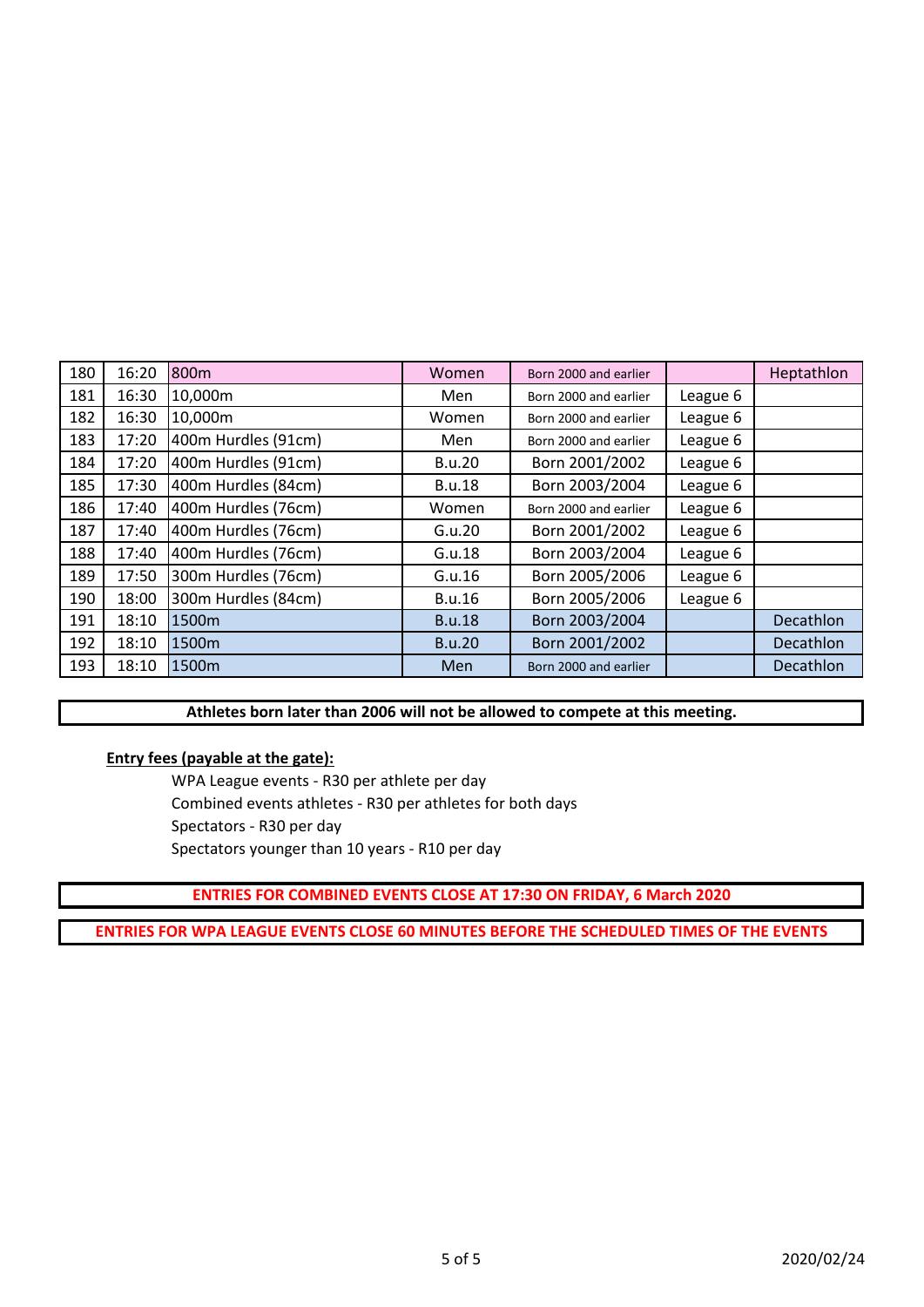| | | | | | | |
|---|---|---|---|---|---|---|
| 180 | 16:20 | 800m | Women | Born 2000 and earlier | | Heptathlon |
| 181 | 16:30 | 10,000m | Men | Born 2000 and earlier | League 6 | |
| 182 | 16:30 | 10,000m | Women | Born 2000 and earlier | League 6 | |
| 183 | 17:20 | 400m Hurdles (91cm) | Men | Born 2000 and earlier | League 6 | |
| 184 | 17:20 | 400m Hurdles (91cm) | B.u.20 | Born 2001/2002 | League 6 | |
| 185 | 17:30 | 400m Hurdles (84cm) | B.u.18 | Born 2003/2004 | League 6 | |
| 186 | 17:40 | 400m Hurdles (76cm) | Women | Born 2000 and earlier | League 6 | |
| 187 | 17:40 | 400m Hurdles (76cm) | G.u.20 | Born 2001/2002 | League 6 | |
| 188 | 17:40 | 400m Hurdles (76cm) | G.u.18 | Born 2003/2004 | League 6 | |
| 189 | 17:50 | 300m Hurdles (76cm) | G.u.16 | Born 2005/2006 | League 6 | |
| 190 | 18:00 | 300m Hurdles (84cm) | B.u.16 | Born 2005/2006 | League 6 | |
| 191 | 18:10 | 1500m | B.u.18 | Born 2003/2004 | | Decathlon |
| 192 | 18:10 | 1500m | B.u.20 | Born 2001/2002 | | Decathlon |
| 193 | 18:10 | 1500m | Men | Born 2000 and earlier | | Decathlon |

**Athletes born later than 2006 will not be allowed to compete at this meeting.**

**Entry fees (payable at the gate):**

WPA League events - R30 per athlete per day
Combined events athletes - R30 per athletes for both days
Spectators - R30 per day
Spectators younger than 10 years - R10 per day

**ENTRIES FOR COMBINED EVENTS CLOSE AT 17:30 ON FRIDAY, 6 March 2020**

**ENTRIES FOR WPA LEAGUE EVENTS CLOSE 60 MINUTES BEFORE THE SCHEDULED TIMES OF THE EVENTS**

2020/02/24